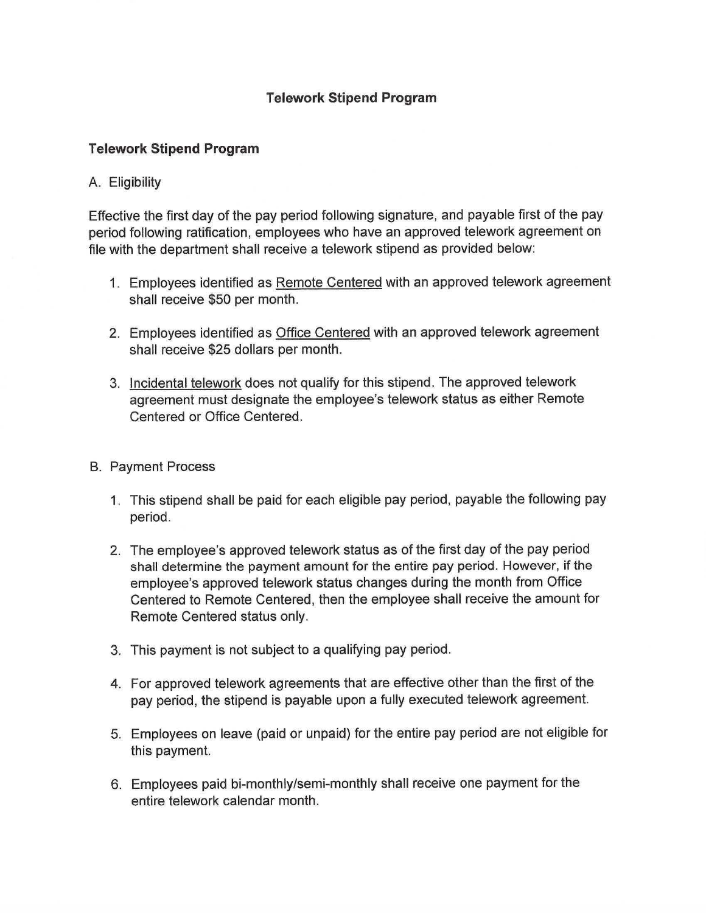# Telework Stipend Program

## Telework Stipend Program

A. Eligibility

Effective the first day of the pay period following signature, and payable first of the pay period following ratification, employees who have an approved telework agreement on file with the department shall receive a telework stipend as provided below:

1. Employees identified as Remote Centered with an approved telework agreement shall receive $50 per month.

2. Employees identified as Office Centered with an approved telework agreement shall receive $25 dollars per month.

3. Incidental telework does not qualify for this stipend. The approved telework agreement must designate the employee's telework status as either Remote Centered or Office Centered.

B. Payment Process

1. This stipend shall be paid for each eligible pay period, payable the following pay period.

2. The employee's approved telework status as of the first day of the pay period shall determine the payment amount for the entire pay period. However, if the employee's approved telework status changes during the month from Office Centered to Remote Centered, then the employee shall receive the amount for Remote Centered status only.

3. This payment is not subject to a qualifying pay period.

4. For approved telework agreements that are effective other than the first of the pay period, the stipend is payable upon a fully executed telework agreement.

5. Employees on leave (paid or unpaid) for the entire pay period are not eligible for this payment.

6. Employees paid bi-monthly/semi-monthly shall receive one payment for the entire telework calendar month.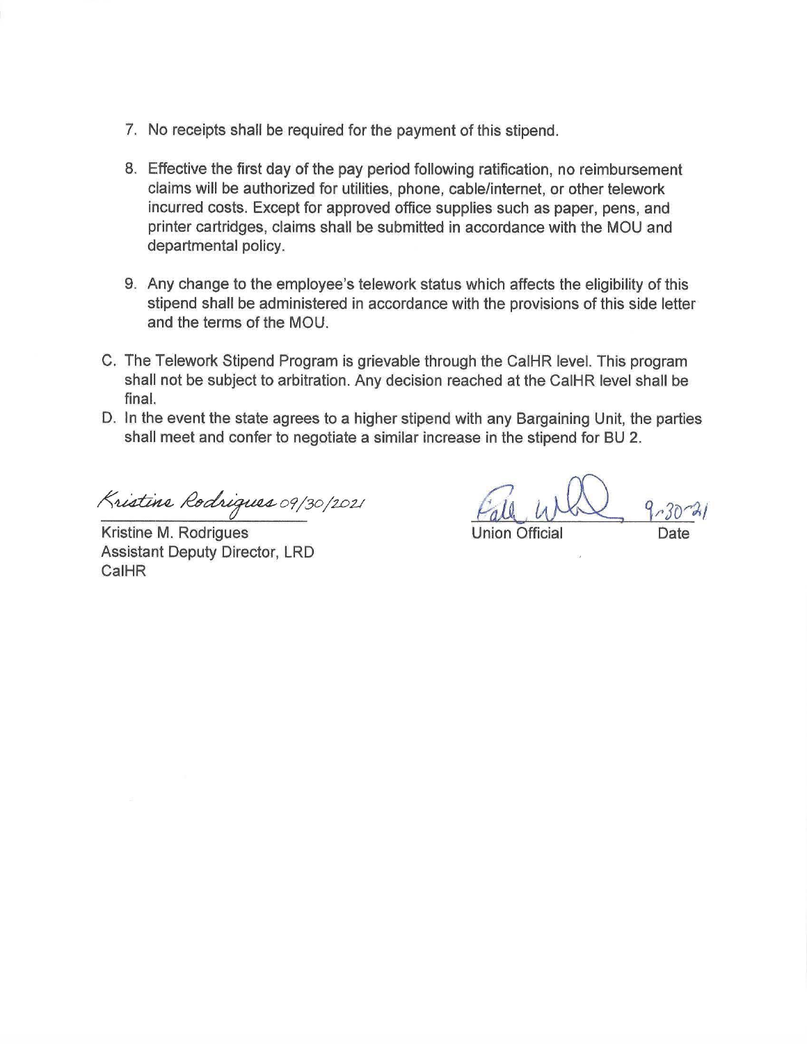7. No receipts shall be required for the payment of this stipend.

8. Effective the first day of the pay period following ratification, no reimbursement claims will be authorized for utilities, phone, cable/internet, or other telework incurred costs. Except for approved office supplies such as paper, pens, and printer cartridges, claims shall be submitted in accordance with the MOU and departmental policy.

9. Any change to the employee's telework status which affects the eligibility of this stipend shall be administered in accordance with the provisions of this side letter and the terms of the MOU.

C. The Telework Stipend Program is grievable through the CalHR level. This program shall not be subject to arbitration. Any decision reached at the CalHR level shall be final.

D. In the event the state agrees to a higher stipend with any Bargaining Unit, the parties shall meet and confer to negotiate a similar increase in the stipend for BU 2.

*Kristine Rodrigues 09/30/2021*

Kristine M. Rodrigues
Assistant Deputy Director, LRD
CalHR

*[signature]* 9-30-21

Union Official Date